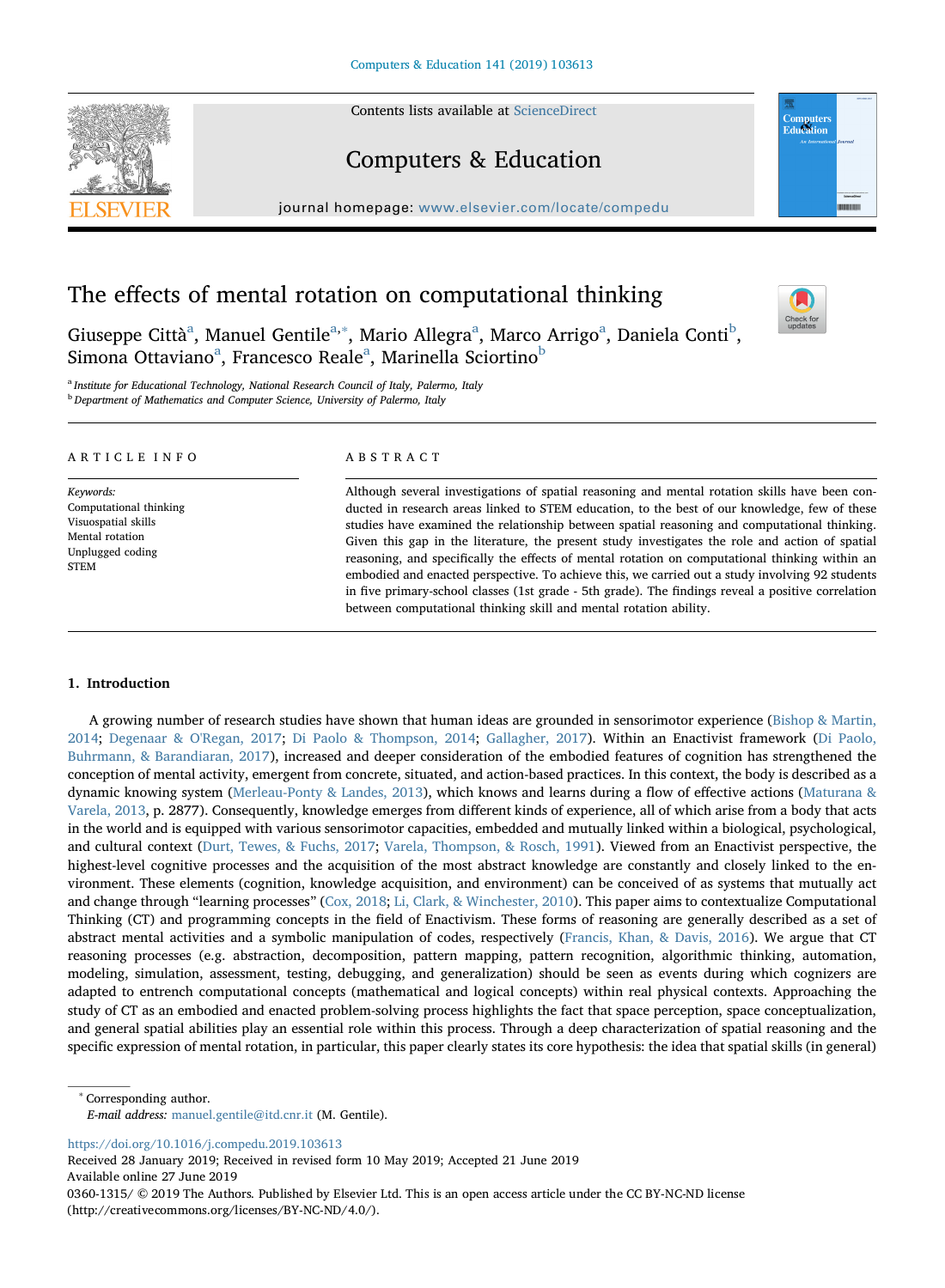# The effects of mental rotation on computational thinking

Giuseppe Città[a], Manuel Gentile[a,*], Mario Allegra[a], Marco Arrigo[a], Daniela Conti[b], Simona Ottaviano[a], Francesco Reale[a], Marinella Sciortino[b]

[a] *Institute for Educational Technology, National Research Council of Italy, Palermo, Italy*
[b] *Department of Mathematics and Computer Science, University of Palermo, Italy*

## ARTICLE INFO

*Keywords:*
Computational thinking
Visuospatial skills
Mental rotation
Unplugged coding
STEM

## ABSTRACT

Although several investigations of spatial reasoning and mental rotation skills have been conducted in research areas linked to STEM education, to the best of our knowledge, few of these studies have examined the relationship between spatial reasoning and computational thinking. Given this gap in the literature, the present study investigates the role and action of spatial reasoning, and specifically the effects of mental rotation on computational thinking within an embodied and enacted perspective. To achieve this, we carried out a study involving 92 students in five primary-school classes (1st grade - 5th grade). The findings reveal a positive correlation between computational thinking skill and mental rotation ability.

## 1. Introduction

A growing number of research studies have shown that human ideas are grounded in sensorimotor experience (Bishop & Martin, 2014; Degenaar & O'Regan, 2017; Di Paolo & Thompson, 2014; Gallagher, 2017). Within an Enactivist framework (Di Paolo, Buhrmann, & Barandiaran, 2017), increased and deeper consideration of the embodied features of cognition has strengthened the conception of mental activity, emergent from concrete, situated, and action-based practices. In this context, the body is described as a dynamic knowing system (Merleau-Ponty & Landes, 2013), which knows and learns during a flow of effective actions (Maturana & Varela, 2013, p. 2877). Consequently, knowledge emerges from different kinds of experience, all of which arise from a body that acts in the world and is equipped with various sensorimotor capacities, embedded and mutually linked within a biological, psychological, and cultural context (Durt, Tewes, & Fuchs, 2017; Varela, Thompson, & Rosch, 1991). Viewed from an Enactivist perspective, the highest-level cognitive processes and the acquisition of the most abstract knowledge are constantly and closely linked to the environment. These elements (cognition, knowledge acquisition, and environment) can be conceived of as systems that mutually act and change through "learning processes" (Cox, 2018; Li, Clark, & Winchester, 2010). This paper aims to contextualize Computational Thinking (CT) and programming concepts in the field of Enactivism. These forms of reasoning are generally described as a set of abstract mental activities and a symbolic manipulation of codes, respectively (Francis, Khan, & Davis, 2016). We argue that CT reasoning processes (e.g. abstraction, decomposition, pattern mapping, pattern recognition, algorithmic thinking, automation, modeling, simulation, assessment, testing, debugging, and generalization) should be seen as events during which cognizers are adapted to entrench computational concepts (mathematical and logical concepts) within real physical contexts. Approaching the study of CT as an embodied and enacted problem-solving process highlights the fact that space perception, space conceptualization, and general spatial abilities play an essential role within this process. Through a deep characterization of spatial reasoning and the specific expression of mental rotation, in particular, this paper clearly states its core hypothesis: the idea that spatial skills (in general)

---

* Corresponding author.
*E-mail address:* manuel.gentile@itd.cnr.it (M. Gentile).

https://doi.org/10.1016/j.compedu.2019.103613
Received 28 January 2019; Received in revised form 10 May 2019; Accepted 21 June 2019
Available online 27 June 2019
0360-1315/ © 2019 The Authors. Published by Elsevier Ltd. This is an open access article under the CC BY-NC-ND license (http://creativecommons.org/licenses/BY-NC-ND/4.0/).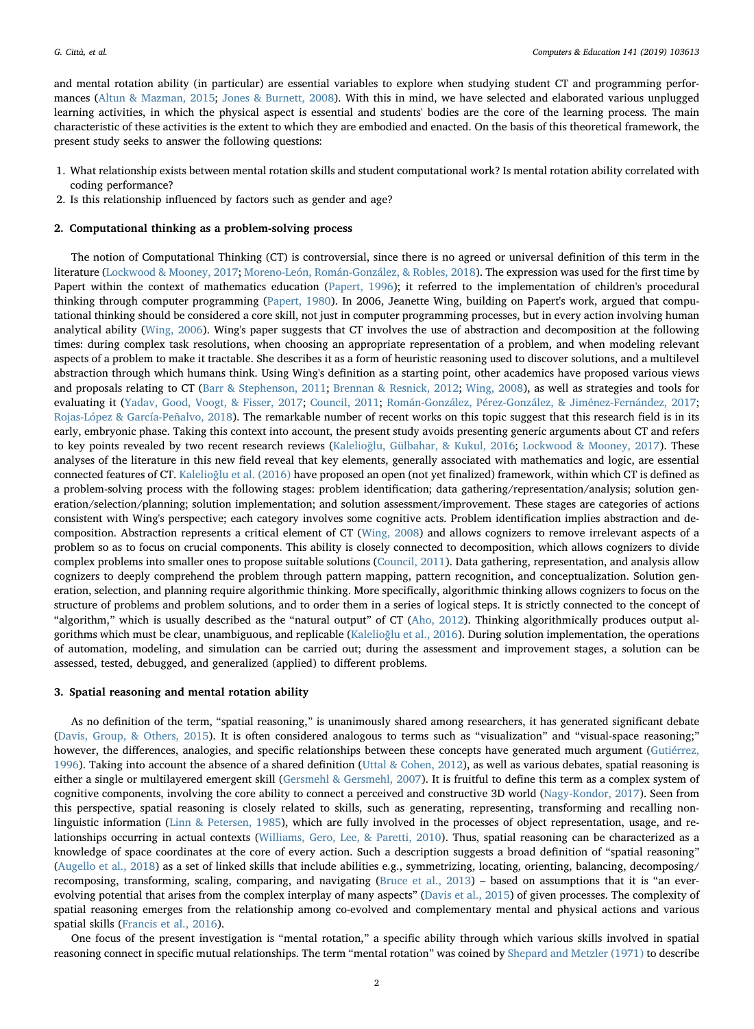and mental rotation ability (in particular) are essential variables to explore when studying student CT and programming performances (Altun & Mazman, 2015; Jones & Burnett, 2008). With this in mind, we have selected and elaborated various unplugged learning activities, in which the physical aspect is essential and students' bodies are the core of the learning process. The main characteristic of these activities is the extent to which they are embodied and enacted. On the basis of this theoretical framework, the present study seeks to answer the following questions:

1. What relationship exists between mental rotation skills and student computational work? Is mental rotation ability correlated with coding performance?
2. Is this relationship influenced by factors such as gender and age?

## 2. Computational thinking as a problem-solving process

The notion of Computational Thinking (CT) is controversial, since there is no agreed or universal definition of this term in the literature (Lockwood & Mooney, 2017; Moreno-León, Román-González, & Robles, 2018). The expression was used for the first time by Papert within the context of mathematics education (Papert, 1996); it referred to the implementation of children's procedural thinking through computer programming (Papert, 1980). In 2006, Jeanette Wing, building on Papert's work, argued that computational thinking should be considered a core skill, not just in computer programming processes, but in every action involving human analytical ability (Wing, 2006). Wing's paper suggests that CT involves the use of abstraction and decomposition at the following times: during complex task resolutions, when choosing an appropriate representation of a problem, and when modeling relevant aspects of a problem to make it tractable. She describes it as a form of heuristic reasoning used to discover solutions, and a multilevel abstraction through which humans think. Using Wing's definition as a starting point, other academics have proposed various views and proposals relating to CT (Barr & Stephenson, 2011; Brennan & Resnick, 2012; Wing, 2008), as well as strategies and tools for evaluating it (Yadav, Good, Voogt, & Fisser, 2017; Council, 2011; Román-González, Pérez-González, & Jiménez-Fernández, 2017; Rojas-López & García-Peñalvo, 2018). The remarkable number of recent works on this topic suggest that this research field is in its early, embryonic phase. Taking this context into account, the present study avoids presenting generic arguments about CT and refers to key points revealed by two recent research reviews (Kalelioğlu, Gülbahar, & Kukul, 2016; Lockwood & Mooney, 2017). These analyses of the literature in this new field reveal that key elements, generally associated with mathematics and logic, are essential connected features of CT. Kalelioğlu et al. (2016) have proposed an open (not yet finalized) framework, within which CT is defined as a problem-solving process with the following stages: problem identification; data gathering/representation/analysis; solution generation/selection/planning; solution implementation; and solution assessment/improvement. These stages are categories of actions consistent with Wing's perspective; each category involves some cognitive acts. Problem identification implies abstraction and decomposition. Abstraction represents a critical element of CT (Wing, 2008) and allows cognizers to remove irrelevant aspects of a problem so as to focus on crucial components. This ability is closely connected to decomposition, which allows cognizers to divide complex problems into smaller ones to propose suitable solutions (Council, 2011). Data gathering, representation, and analysis allow cognizers to deeply comprehend the problem through pattern mapping, pattern recognition, and conceptualization. Solution generation, selection, and planning require algorithmic thinking. More specifically, algorithmic thinking allows cognizers to focus on the structure of problems and problem solutions, and to order them in a series of logical steps. It is strictly connected to the concept of "algorithm," which is usually described as the "natural output" of CT (Aho, 2012). Thinking algorithmically produces output algorithms which must be clear, unambiguous, and replicable (Kalelioğlu et al., 2016). During solution implementation, the operations of automation, modeling, and simulation can be carried out; during the assessment and improvement stages, a solution can be assessed, tested, debugged, and generalized (applied) to different problems.

## 3. Spatial reasoning and mental rotation ability

As no definition of the term, "spatial reasoning," is unanimously shared among researchers, it has generated significant debate (Davis, Group, & Others, 2015). It is often considered analogous to terms such as "visualization" and "visual-space reasoning;" however, the differences, analogies, and specific relationships between these concepts have generated much argument (Gutiérrez, 1996). Taking into account the absence of a shared definition (Uttal & Cohen, 2012), as well as various debates, spatial reasoning is either a single or multilayered emergent skill (Gersmehl & Gersmehl, 2007). It is fruitful to define this term as a complex system of cognitive components, involving the core ability to connect a perceived and constructive 3D world (Nagy-Kondor, 2017). Seen from this perspective, spatial reasoning is closely related to skills, such as generating, representing, transforming and recalling nonlinguistic information (Linn & Petersen, 1985), which are fully involved in the processes of object representation, usage, and relationships occurring in actual contexts (Williams, Gero, Lee, & Paretti, 2010). Thus, spatial reasoning can be characterized as a knowledge of space coordinates at the core of every action. Such a description suggests a broad definition of "spatial reasoning" (Augello et al., 2018) as a set of linked skills that include abilities e.g., symmetrizing, locating, orienting, balancing, decomposing/recomposing, transforming, scaling, comparing, and navigating (Bruce et al., 2013) – based on assumptions that it is "an ever-evolving potential that arises from the complex interplay of many aspects" (Davis et al., 2015) of given processes. The complexity of spatial reasoning emerges from the relationship among co-evolved and complementary mental and physical actions and various spatial skills (Francis et al., 2016).

One focus of the present investigation is "mental rotation," a specific ability through which various skills involved in spatial reasoning connect in specific mutual relationships. The term "mental rotation" was coined by Shepard and Metzler (1971) to describe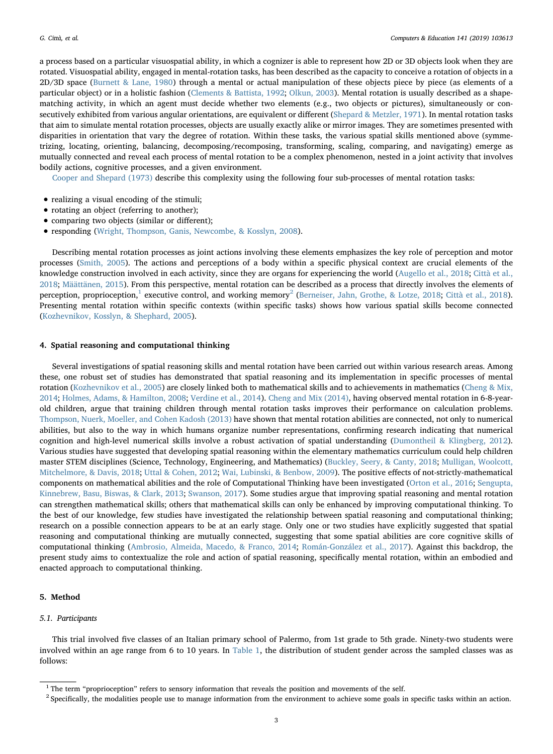a process based on a particular visuospatial ability, in which a cognizer is able to represent how 2D or 3D objects look when they are rotated. Visuospatial ability, engaged in mental-rotation tasks, has been described as the capacity to conceive a rotation of objects in a 2D/3D space (Burnett & Lane, 1980) through a mental or actual manipulation of these objects piece by piece (as elements of a particular object) or in a holistic fashion (Clements & Battista, 1992; Olkun, 2003). Mental rotation is usually described as a shape-matching activity, in which an agent must decide whether two elements (e.g., two objects or pictures), simultaneously or consecutively exhibited from various angular orientations, are equivalent or different (Shepard & Metzler, 1971). In mental rotation tasks that aim to simulate mental rotation processes, objects are usually exactly alike or mirror images. They are sometimes presented with disparities in orientation that vary the degree of rotation. Within these tasks, the various spatial skills mentioned above (symmetrizing, locating, orienting, balancing, decomposing/recomposing, transforming, scaling, comparing, and navigating) emerge as mutually connected and reveal each process of mental rotation to be a complex phenomenon, nested in a joint activity that involves bodily actions, cognitive processes, and a given environment.

Cooper and Shepard (1973) describe this complexity using the following four sub-processes of mental rotation tasks:

- realizing a visual encoding of the stimuli;
- rotating an object (referring to another);
- comparing two objects (similar or different);
- responding (Wright, Thompson, Ganis, Newcombe, & Kosslyn, 2008).

Describing mental rotation processes as joint actions involving these elements emphasizes the key role of perception and motor processes (Smith, 2005). The actions and perceptions of a body within a specific physical context are crucial elements of the knowledge construction involved in each activity, since they are organs for experiencing the world (Augello et al., 2018; Città et al., 2018; Määttänen, 2015). From this perspective, mental rotation can be described as a process that directly involves the elements of perception, proprioception,[1] executive control, and working memory[2] (Berneiser, Jahn, Grothe, & Lotze, 2018; Città et al., 2018). Presenting mental rotation within specific contexts (within specific tasks) shows how various spatial skills become connected (Kozhevnikov, Kosslyn, & Shephard, 2005).

## 4. Spatial reasoning and computational thinking

Several investigations of spatial reasoning skills and mental rotation have been carried out within various research areas. Among these, one robust set of studies has demonstrated that spatial reasoning and its implementation in specific processes of mental rotation (Kozhevnikov et al., 2005) are closely linked both to mathematical skills and to achievements in mathematics (Cheng & Mix, 2014; Holmes, Adams, & Hamilton, 2008; Verdine et al., 2014). Cheng and Mix (2014), having observed mental rotation in 6-8-year-old children, argue that training children through mental rotation tasks improves their performance on calculation problems. Thompson, Nuerk, Moeller, and Cohen Kadosh (2013) have shown that mental rotation abilities are connected, not only to numerical abilities, but also to the way in which humans organize number representations, confirming research indicating that numerical cognition and high-level numerical skills involve a robust activation of spatial understanding (Dumontheil & Klingberg, 2012). Various studies have suggested that developing spatial reasoning within the elementary mathematics curriculum could help children master STEM disciplines (Science, Technology, Engineering, and Mathematics) (Buckley, Seery, & Canty, 2018; Mulligan, Woolcott, Mitchelmore, & Davis, 2018; Uttal & Cohen, 2012; Wai, Lubinski, & Benbow, 2009). The positive effects of not-strictly-mathematical components on mathematical abilities and the role of Computational Thinking have been investigated (Orton et al., 2016; Sengupta, Kinnebrew, Basu, Biswas, & Clark, 2013; Swanson, 2017). Some studies argue that improving spatial reasoning and mental rotation can strengthen mathematical skills; others that mathematical skills can only be enhanced by improving computational thinking. To the best of our knowledge, few studies have investigated the relationship between spatial reasoning and computational thinking; research on a possible connection appears to be at an early stage. Only one or two studies have explicitly suggested that spatial reasoning and computational thinking are mutually connected, suggesting that some spatial abilities are core cognitive skills of computational thinking (Ambrosio, Almeida, Macedo, & Franco, 2014; Román-González et al., 2017). Against this backdrop, the present study aims to contextualize the role and action of spatial reasoning, specifically mental rotation, within an embodied and enacted approach to computational thinking.

## 5. Method

### 5.1. Participants

This trial involved five classes of an Italian primary school of Palermo, from 1st grade to 5th grade. Ninety-two students were involved within an age range from 6 to 10 years. In Table 1, the distribution of student gender across the sampled classes was as follows:

---

[1] The term "proprioception" refers to sensory information that reveals the position and movements of the self.

[2] Specifically, the modalities people use to manage information from the environment to achieve some goals in specific tasks within an action.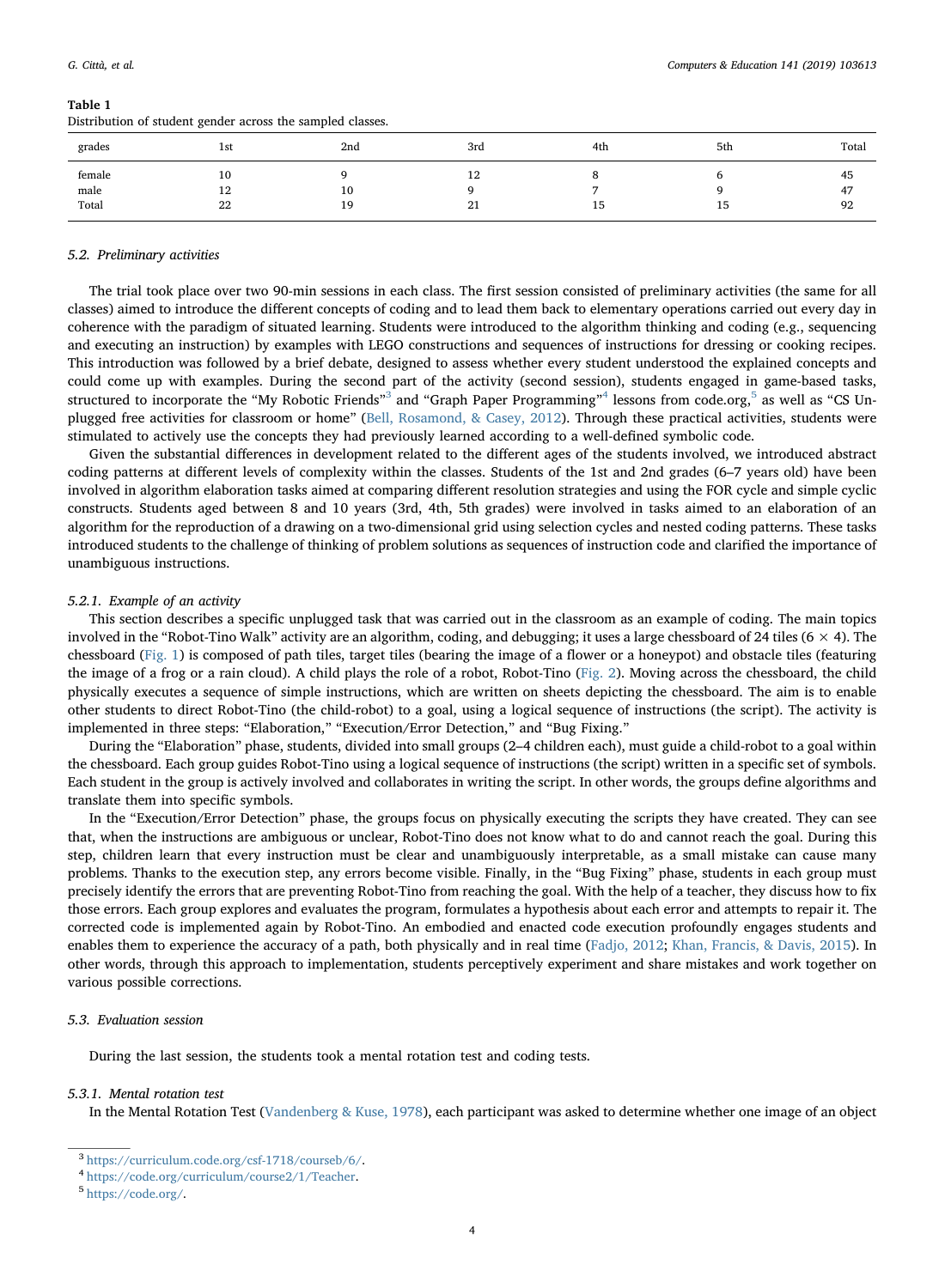**Table 1**
Distribution of student gender across the sampled classes.

| grades | 1st | 2nd | 3rd | 4th | 5th | Total |
|---|---|---|---|---|---|---|
| female | 10 | 9 | 12 | 8 | 6 | 45 |
| male | 12 | 10 | 9 | 7 | 9 | 47 |
| Total | 22 | 19 | 21 | 15 | 15 | 92 |

### 5.2. Preliminary activities

The trial took place over two 90-min sessions in each class. The first session consisted of preliminary activities (the same for all classes) aimed to introduce the different concepts of coding and to lead them back to elementary operations carried out every day in coherence with the paradigm of situated learning. Students were introduced to the algorithm thinking and coding (e.g., sequencing and executing an instruction) by examples with LEGO constructions and sequences of instructions for dressing or cooking recipes. This introduction was followed by a brief debate, designed to assess whether every student understood the explained concepts and could come up with examples. During the second part of the activity (second session), students engaged in game-based tasks, structured to incorporate the "My Robotic Friends"[3] and "Graph Paper Programming"[4] lessons from code.org,[5] as well as "CS Unplugged free activities for classroom or home" (Bell, Rosamond, & Casey, 2012). Through these practical activities, students were stimulated to actively use the concepts they had previously learned according to a well-defined symbolic code.

Given the substantial differences in development related to the different ages of the students involved, we introduced abstract coding patterns at different levels of complexity within the classes. Students of the 1st and 2nd grades (6–7 years old) have been involved in algorithm elaboration tasks aimed at comparing different resolution strategies and using the FOR cycle and simple cyclic constructs. Students aged between 8 and 10 years (3rd, 4th, 5th grades) were involved in tasks aimed to an elaboration of an algorithm for the reproduction of a drawing on a two-dimensional grid using selection cycles and nested coding patterns. These tasks introduced students to the challenge of thinking of problem solutions as sequences of instruction code and clarified the importance of unambiguous instructions.

#### 5.2.1. Example of an activity

This section describes a specific unplugged task that was carried out in the classroom as an example of coding. The main topics involved in the "Robot-Tino Walk" activity are an algorithm, coding, and debugging; it uses a large chessboard of 24 tiles ($6 \times 4$). The chessboard (Fig. 1) is composed of path tiles, target tiles (bearing the image of a flower or a honeypot) and obstacle tiles (featuring the image of a frog or a rain cloud). A child plays the role of a robot, Robot-Tino (Fig. 2). Moving across the chessboard, the child physically executes a sequence of simple instructions, which are written on sheets depicting the chessboard. The aim is to enable other students to direct Robot-Tino (the child-robot) to a goal, using a logical sequence of instructions (the script). The activity is implemented in three steps: "Elaboration," "Execution/Error Detection," and "Bug Fixing."

During the "Elaboration" phase, students, divided into small groups (2–4 children each), must guide a child-robot to a goal within the chessboard. Each group guides Robot-Tino using a logical sequence of instructions (the script) written in a specific set of symbols. Each student in the group is actively involved and collaborates in writing the script. In other words, the groups define algorithms and translate them into specific symbols.

In the "Execution/Error Detection" phase, the groups focus on physically executing the scripts they have created. They can see that, when the instructions are ambiguous or unclear, Robot-Tino does not know what to do and cannot reach the goal. During this step, children learn that every instruction must be clear and unambiguously interpretable, as a small mistake can cause many problems. Thanks to the execution step, any errors become visible. Finally, in the "Bug Fixing" phase, students in each group must precisely identify the errors that are preventing Robot-Tino from reaching the goal. With the help of a teacher, they discuss how to fix those errors. Each group explores and evaluates the program, formulates a hypothesis about each error and attempts to repair it. The corrected code is implemented again by Robot-Tino. An embodied and enacted code execution profoundly engages students and enables them to experience the accuracy of a path, both physically and in real time (Fadjo, 2012; Khan, Francis, & Davis, 2015). In other words, through this approach to implementation, students perceptively experiment and share mistakes and work together on various possible corrections.

### 5.3. Evaluation session

During the last session, the students took a mental rotation test and coding tests.

#### 5.3.1. Mental rotation test

In the Mental Rotation Test (Vandenberg & Kuse, 1978), each participant was asked to determine whether one image of an object

---

[3] https://curriculum.code.org/csf-1718/courseb/6/.

[4] https://code.org/curriculum/course2/1/Teacher.

[5] https://code.org/.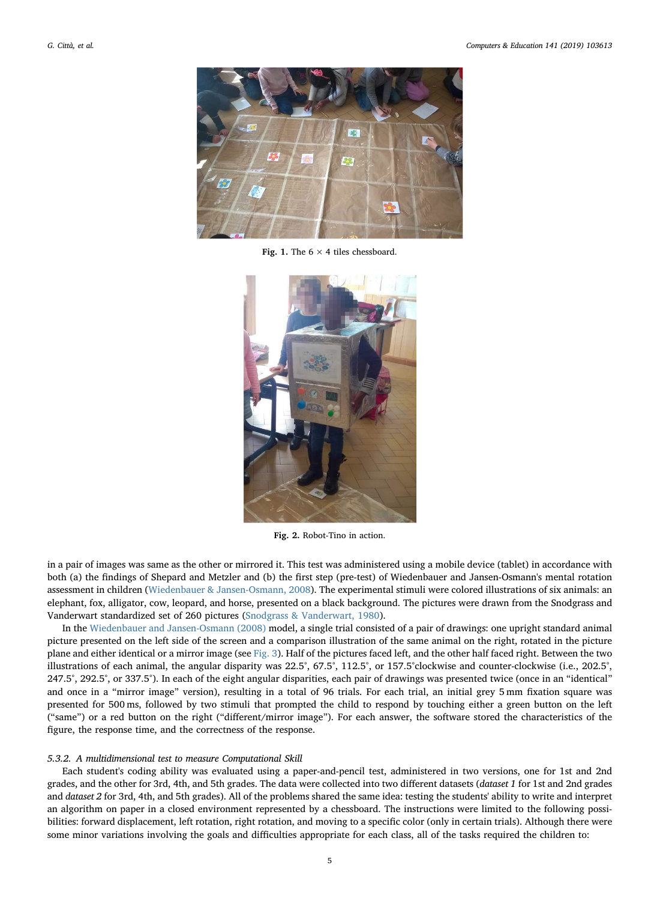Fig. 1. The 6 × 4 tiles chessboard.

Fig. 2. Robot-Tino in action.

in a pair of images was same as the other or mirrored it. This test was administered using a mobile device (tablet) in accordance with both (a) the findings of Shepard and Metzler and (b) the first step (pre-test) of Wiedenbauer and Jansen-Osmann's mental rotation assessment in children (Wiedenbauer & Jansen-Osmann, 2008). The experimental stimuli were colored illustrations of six animals: an elephant, fox, alligator, cow, leopard, and horse, presented on a black background. The pictures were drawn from the Snodgrass and Vanderwart standardized set of 260 pictures (Snodgrass & Vanderwart, 1980).

In the Wiedenbauer and Jansen-Osmann (2008) model, a single trial consisted of a pair of drawings: one upright standard animal picture presented on the left side of the screen and a comparison illustration of the same animal on the right, rotated in the picture plane and either identical or a mirror image (see Fig. 3). Half of the pictures faced left, and the other half faced right. Between the two illustrations of each animal, the angular disparity was 22.5°, 67.5°, 112.5°, or 157.5°clockwise and counter-clockwise (i.e., 202.5°, 247.5°, 292.5°, or 337.5°). In each of the eight angular disparities, each pair of drawings was presented twice (once in an "identical" and once in a "mirror image" version), resulting in a total of 96 trials. For each trial, an initial grey 5 mm fixation square was presented for 500 ms, followed by two stimuli that prompted the child to respond by touching either a green button on the left ("same") or a red button on the right ("different/mirror image"). For each answer, the software stored the characteristics of the figure, the response time, and the correctness of the response.

#### 5.3.2. A multidimensional test to measure Computational Skill

Each student's coding ability was evaluated using a paper-and-pencil test, administered in two versions, one for 1st and 2nd grades, and the other for 3rd, 4th, and 5th grades. The data were collected into two different datasets (*dataset 1* for 1st and 2nd grades and *dataset 2* for 3rd, 4th, and 5th grades). All of the problems shared the same idea: testing the students' ability to write and interpret an algorithm on paper in a closed environment represented by a chessboard. The instructions were limited to the following possibilities: forward displacement, left rotation, right rotation, and moving to a specific color (only in certain trials). Although there were some minor variations involving the goals and difficulties appropriate for each class, all of the tasks required the children to: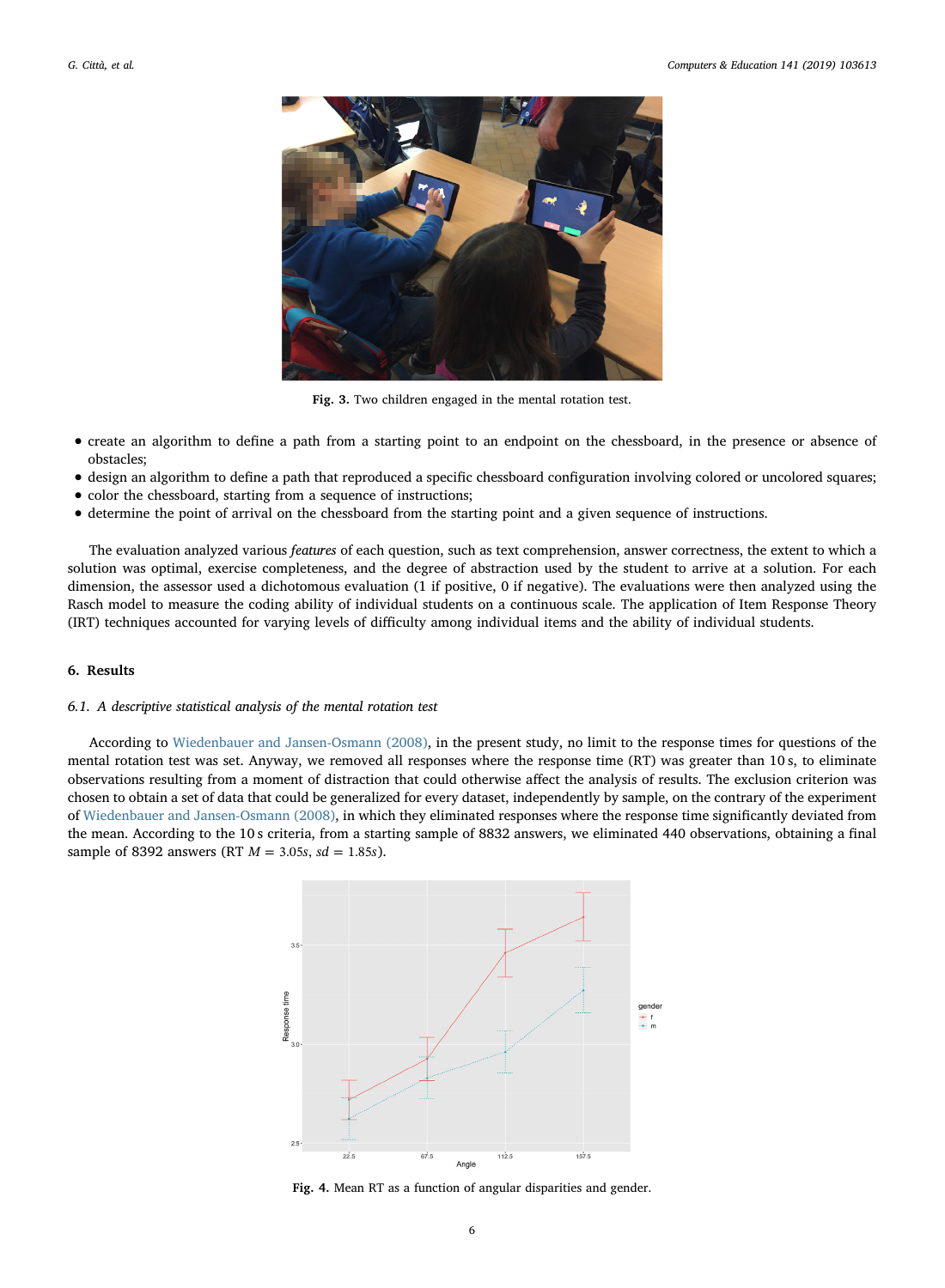Fig. 3. Two children engaged in the mental rotation test.

- create an algorithm to define a path from a starting point to an endpoint on the chessboard, in the presence or absence of obstacles;
- design an algorithm to define a path that reproduced a specific chessboard configuration involving colored or uncolored squares;
- color the chessboard, starting from a sequence of instructions;
- determine the point of arrival on the chessboard from the starting point and a given sequence of instructions.

The evaluation analyzed various *features* of each question, such as text comprehension, answer correctness, the extent to which a solution was optimal, exercise completeness, and the degree of abstraction used by the student to arrive at a solution. For each dimension, the assessor used a dichotomous evaluation (1 if positive, 0 if negative). The evaluations were then analyzed using the Rasch model to measure the coding ability of individual students on a continuous scale. The application of Item Response Theory (IRT) techniques accounted for varying levels of difficulty among individual items and the ability of individual students.

## 6. Results

### 6.1. A descriptive statistical analysis of the mental rotation test

According to Wiedenbauer and Jansen-Osmann (2008), in the present study, no limit to the response times for questions of the mental rotation test was set. Anyway, we removed all responses where the response time (RT) was greater than 10 s, to eliminate observations resulting from a moment of distraction that could otherwise affect the analysis of results. The exclusion criterion was chosen to obtain a set of data that could be generalized for every dataset, independently by sample, on the contrary of the experiment of Wiedenbauer and Jansen-Osmann (2008), in which they eliminated responses where the response time significantly deviated from the mean. According to the 10 s criteria, from a starting sample of 8832 answers, we eliminated 440 observations, obtaining a final sample of 8392 answers (RT $M = 3.05s$, $sd = 1.85s$).

Fig. 4. Mean RT as a function of angular disparities and gender.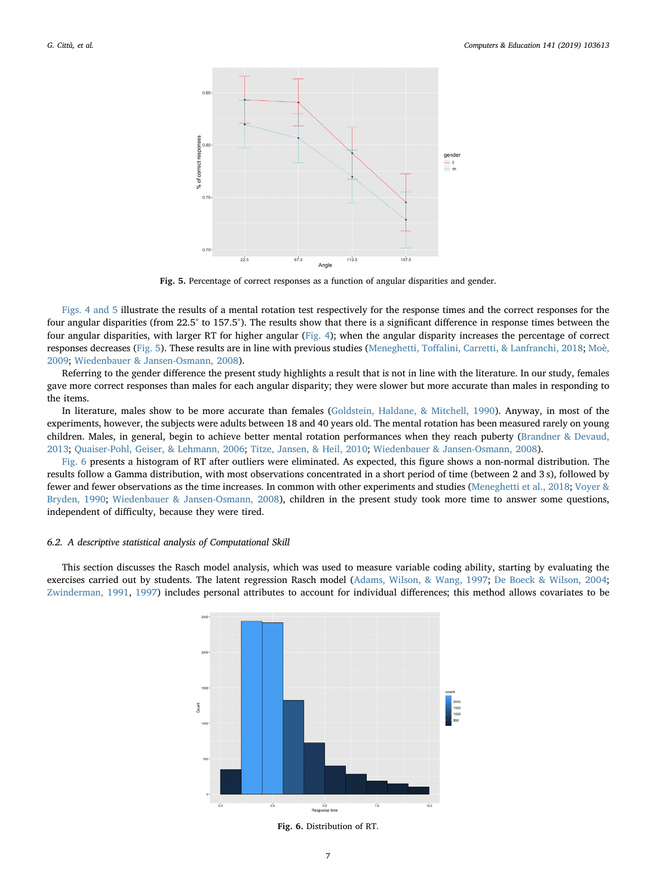Fig. 5. Percentage of correct responses as a function of angular disparities and gender.

Figs. 4 and 5 illustrate the results of a mental rotation test respectively for the response times and the correct responses for the four angular disparities (from 22.5° to 157.5°). The results show that there is a significant difference in response times between the four angular disparities, with larger RT for higher angular (Fig. 4); when the angular disparity increases the percentage of correct responses decreases (Fig. 5). These results are in line with previous studies (Meneghetti, Toffalini, Carretti, & Lanfranchi, 2018; Moè, 2009; Wiedenbauer & Jansen-Osmann, 2008).

Referring to the gender difference the present study highlights a result that is not in line with the literature. In our study, females gave more correct responses than males for each angular disparity; they were slower but more accurate than males in responding to the items.

In literature, males show to be more accurate than females (Goldstein, Haldane, & Mitchell, 1990). Anyway, in most of the experiments, however, the subjects were adults between 18 and 40 years old. The mental rotation has been measured rarely on young children. Males, in general, begin to achieve better mental rotation performances when they reach puberty (Brandner & Devaud, 2013; Quaiser-Pohl, Geiser, & Lehmann, 2006; Titze, Jansen, & Heil, 2010; Wiedenbauer & Jansen-Osmann, 2008).

Fig. 6 presents a histogram of RT after outliers were eliminated. As expected, this figure shows a non-normal distribution. The results follow a Gamma distribution, with most observations concentrated in a short period of time (between 2 and 3 s), followed by fewer and fewer observations as the time increases. In common with other experiments and studies (Meneghetti et al., 2018; Voyer & Bryden, 1990; Wiedenbauer & Jansen-Osmann, 2008), children in the present study took more time to answer some questions, independent of difficulty, because they were tired.

### 6.2. A descriptive statistical analysis of Computational Skill

This section discusses the Rasch model analysis, which was used to measure variable coding ability, starting by evaluating the exercises carried out by students. The latent regression Rasch model (Adams, Wilson, & Wang, 1997; De Boeck & Wilson, 2004; Zwinderman, 1991, 1997) includes personal attributes to account for individual differences; this method allows covariates to be

Fig. 6. Distribution of RT.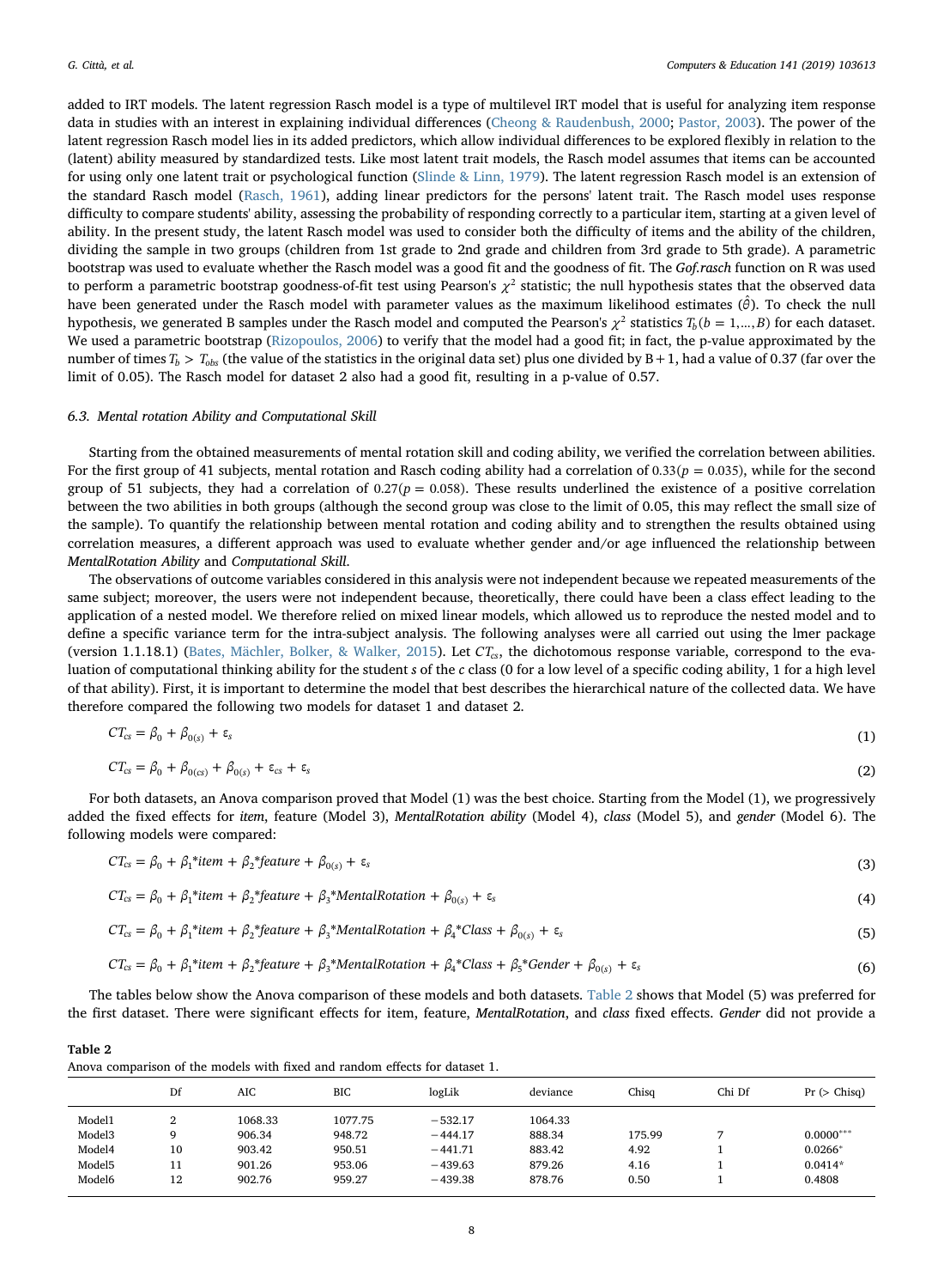added to IRT models. The latent regression Rasch model is a type of multilevel IRT model that is useful for analyzing item response data in studies with an interest in explaining individual differences (Cheong & Raudenbush, 2000; Pastor, 2003). The power of the latent regression Rasch model lies in its added predictors, which allow individual differences to be explored flexibly in relation to the (latent) ability measured by standardized tests. Like most latent trait models, the Rasch model assumes that items can be accounted for using only one latent trait or psychological function (Slinde & Linn, 1979). The latent regression Rasch model is an extension of the standard Rasch model (Rasch, 1961), adding linear predictors for the persons' latent trait. The Rasch model uses response difficulty to compare students' ability, assessing the probability of responding correctly to a particular item, starting at a given level of ability. In the present study, the latent Rasch model was used to consider both the difficulty of items and the ability of the children, dividing the sample in two groups (children from 1st grade to 2nd grade and children from 3rd grade to 5th grade). A parametric bootstrap was used to evaluate whether the Rasch model was a good fit and the goodness of fit. The *Gof.rasch* function on R was used to perform a parametric bootstrap goodness-of-fit test using Pearson's $\chi^2$ statistic; the null hypothesis states that the observed data have been generated under the Rasch model with parameter values as the maximum likelihood estimates ($\hat{\theta}$). To check the null hypothesis, we generated B samples under the Rasch model and computed the Pearson's $\chi^2$ statistics $T_b(b = 1,\ldots,B)$ for each dataset. We used a parametric bootstrap (Rizopoulos, 2006) to verify that the model had a good fit; in fact, the p-value approximated by the number of times $T_b > T_{obs}$ (the value of the statistics in the original data set) plus one divided by B + 1, had a value of 0.37 (far over the limit of 0.05). The Rasch model for dataset 2 also had a good fit, resulting in a p-value of 0.57.

### 6.3. Mental rotation Ability and Computational Skill

Starting from the obtained measurements of mental rotation skill and coding ability, we verified the correlation between abilities. For the first group of 41 subjects, mental rotation and Rasch coding ability had a correlation of $0.33(p = 0.035)$, while for the second group of 51 subjects, they had a correlation of $0.27(p = 0.058)$. These results underlined the existence of a positive correlation between the two abilities in both groups (although the second group was close to the limit of 0.05, this may reflect the small size of the sample). To quantify the relationship between mental rotation and coding ability and to strengthen the results obtained using correlation measures, a different approach was used to evaluate whether gender and/or age influenced the relationship between *MentalRotation Ability* and *Computational Skill*.

The observations of outcome variables considered in this analysis were not independent because we repeated measurements of the same subject; moreover, the users were not independent because, theoretically, there could have been a class effect leading to the application of a nested model. We therefore relied on mixed linear models, which allowed us to reproduce the nested model and to define a specific variance term for the intra-subject analysis. The following analyses were all carried out using the lmer package (version 1.1.18.1) (Bates, Mächler, Bolker, & Walker, 2015). Let $CT_{cs}$, the dichotomous response variable, correspond to the evaluation of computational thinking ability for the student *s* of the *c* class (0 for a low level of a specific coding ability, 1 for a high level of that ability). First, it is important to determine the model that best describes the hierarchical nature of the collected data. We have therefore compared the following two models for dataset 1 and dataset 2.

$$CT_{cs} = \beta_0 + \beta_{0(s)} + \varepsilon_s \tag{1}$$

$$CT_{cs} = \beta_0 + \beta_{0(cs)} + \beta_{0(s)} + \varepsilon_{cs} + \varepsilon_s \tag{2}$$

For both datasets, an Anova comparison proved that Model (1) was the best choice. Starting from the Model (1), we progressively added the fixed effects for *item*, feature (Model 3), *MentalRotation ability* (Model 4), *class* (Model 5), and *gender* (Model 6). The following models were compared:

$$CT_{cs} = \beta_0 + \beta_1 * item + \beta_2 * feature + \beta_{0(s)} + \varepsilon_s \tag{3}$$

$$CT_{cs} = \beta_0 + \beta_1 * item + \beta_2 * feature + \beta_3 * MentalRotation + \beta_{0(s)} + \varepsilon_s \tag{4}$$

$$CT_{cs} = \beta_0 + \beta_1 * item + \beta_2 * feature + \beta_3 * MentalRotation + \beta_4 * Class + \beta_{0(s)} + \varepsilon_s \tag{5}$$

$$CT_{cs} = \beta_0 + \beta_1 * item + \beta_2 * feature + \beta_3 * MentalRotation + \beta_4 * Class + \beta_5 * Gender + \beta_{0(s)} + \varepsilon_s \tag{6}$$

The tables below show the Anova comparison of these models and both datasets. Table 2 shows that Model (5) was preferred for the first dataset. There were significant effects for item, feature, *MentalRotation*, and *class* fixed effects. *Gender* did not provide a

**Table 2**
Anova comparison of the models with fixed and random effects for dataset 1.

| | Df | AIC | BIC | logLik | deviance | Chisq | Chi Df | Pr (> Chisq) |
|---|---|---|---|---|---|---|---|---|
| Model1 | 2 | 1068.33 | 1077.75 | −532.17 | 1064.33 | | | |
| Model3 | 9 | 906.34 | 948.72 | −444.17 | 888.34 | 175.99 | 7 | 0.0000*** |
| Model4 | 10 | 903.42 | 950.51 | −441.71 | 883.42 | 4.92 | 1 | 0.0266* |
| Model5 | 11 | 901.26 | 953.06 | −439.63 | 879.26 | 4.16 | 1 | 0.0414* |
| Model6 | 12 | 902.76 | 959.27 | −439.38 | 878.76 | 0.50 | 1 | 0.4808 |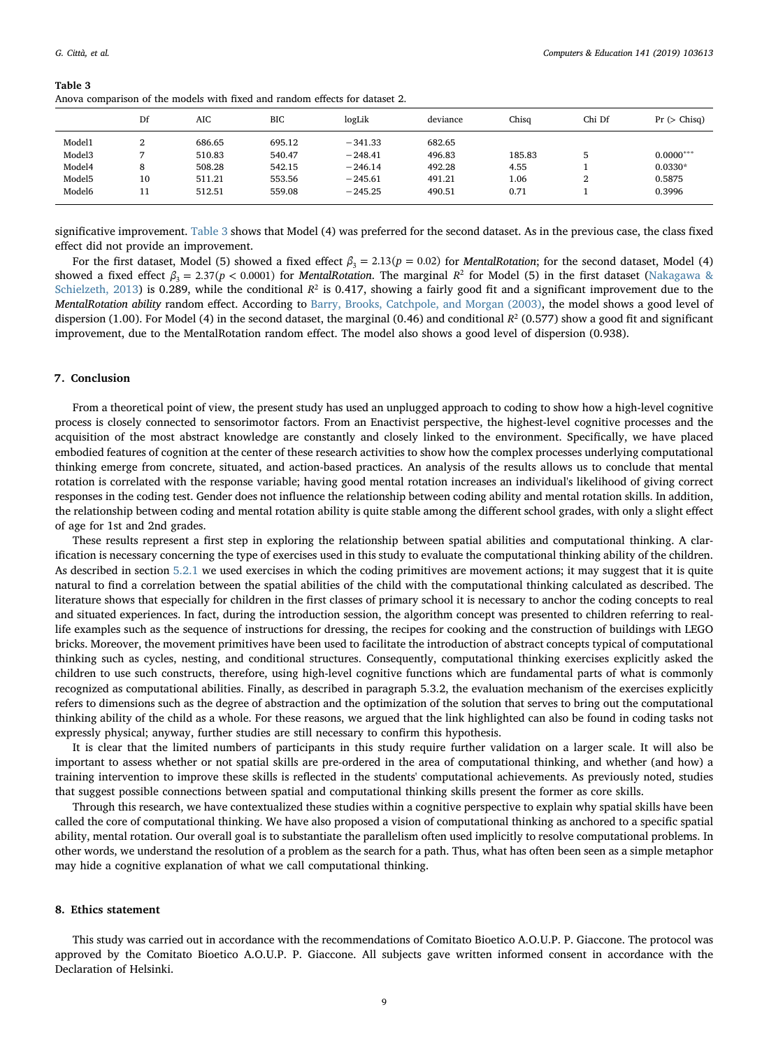**Table 3**
Anova comparison of the models with fixed and random effects for dataset 2.

| | Df | AIC | BIC | logLik | deviance | Chisq | Chi Df | Pr (> Chisq) |
|---|---|---|---|---|---|---|---|---|
| Model1 | 2 | 686.65 | 695.12 | −341.33 | 682.65 | | | |
| Model3 | 7 | 510.83 | 540.47 | −248.41 | 496.83 | 185.83 | 5 | 0.0000*** |
| Model4 | 8 | 508.28 | 542.15 | −246.14 | 492.28 | 4.55 | 1 | 0.0330* |
| Model5 | 10 | 511.21 | 553.56 | −245.61 | 491.21 | 1.06 | 2 | 0.5875 |
| Model6 | 11 | 512.51 | 559.08 | −245.25 | 490.51 | 0.71 | 1 | 0.3996 |

significative improvement. Table 3 shows that Model (4) was preferred for the second dataset. As in the previous case, the class fixed effect did not provide an improvement.

For the first dataset, Model (5) showed a fixed effect $\beta_3 = 2.13 (p = 0.02)$ for *MentalRotation*; for the second dataset, Model (4) showed a fixed effect $\beta_3 = 2.37 (p < 0.0001)$ for *MentalRotation*. The marginal $R^2$ for Model (5) in the first dataset (Nakagawa & Schielzeth, 2013) is 0.289, while the conditional $R^2$ is 0.417, showing a fairly good fit and a significant improvement due to the *MentalRotation ability* random effect. According to Barry, Brooks, Catchpole, and Morgan (2003), the model shows a good level of dispersion (1.00). For Model (4) in the second dataset, the marginal (0.46) and conditional $R^2$ (0.577) show a good fit and significant improvement, due to the MentalRotation random effect. The model also shows a good level of dispersion (0.938).

## 7. Conclusion

From a theoretical point of view, the present study has used an unplugged approach to coding to show how a high-level cognitive process is closely connected to sensorimotor factors. From an Enactivist perspective, the highest-level cognitive processes and the acquisition of the most abstract knowledge are constantly and closely linked to the environment. Specifically, we have placed embodied features of cognition at the center of these research activities to show how the complex processes underlying computational thinking emerge from concrete, situated, and action-based practices. An analysis of the results allows us to conclude that mental rotation is correlated with the response variable; having good mental rotation increases an individual's likelihood of giving correct responses in the coding test. Gender does not influence the relationship between coding ability and mental rotation skills. In addition, the relationship between coding and mental rotation ability is quite stable among the different school grades, with only a slight effect of age for 1st and 2nd grades.

These results represent a first step in exploring the relationship between spatial abilities and computational thinking. A clarification is necessary concerning the type of exercises used in this study to evaluate the computational thinking ability of the children. As described in section 5.2.1 we used exercises in which the coding primitives are movement actions; it may suggest that it is quite natural to find a correlation between the spatial abilities of the child with the computational thinking calculated as described. The literature shows that especially for children in the first classes of primary school it is necessary to anchor the coding concepts to real and situated experiences. In fact, during the introduction session, the algorithm concept was presented to children referring to real-life examples such as the sequence of instructions for dressing, the recipes for cooking and the construction of buildings with LEGO bricks. Moreover, the movement primitives have been used to facilitate the introduction of abstract concepts typical of computational thinking such as cycles, nesting, and conditional structures. Consequently, computational thinking exercises explicitly asked the children to use such constructs, therefore, using high-level cognitive functions which are fundamental parts of what is commonly recognized as computational abilities. Finally, as described in paragraph 5.3.2, the evaluation mechanism of the exercises explicitly refers to dimensions such as the degree of abstraction and the optimization of the solution that serves to bring out the computational thinking ability of the child as a whole. For these reasons, we argued that the link highlighted can also be found in coding tasks not expressly physical; anyway, further studies are still necessary to confirm this hypothesis.

It is clear that the limited numbers of participants in this study require further validation on a larger scale. It will also be important to assess whether or not spatial skills are pre-ordered in the area of computational thinking, and whether (and how) a training intervention to improve these skills is reflected in the students' computational achievements. As previously noted, studies that suggest possible connections between spatial and computational thinking skills present the former as core skills.

Through this research, we have contextualized these studies within a cognitive perspective to explain why spatial skills have been called the core of computational thinking. We have also proposed a vision of computational thinking as anchored to a specific spatial ability, mental rotation. Our overall goal is to substantiate the parallelism often used implicitly to resolve computational problems. In other words, we understand the resolution of a problem as the search for a path. Thus, what has often been seen as a simple metaphor may hide a cognitive explanation of what we call computational thinking.

## 8. Ethics statement

This study was carried out in accordance with the recommendations of Comitato Bioetico A.O.U.P. P. Giaccone. The protocol was approved by the Comitato Bioetico A.O.U.P. P. Giaccone. All subjects gave written informed consent in accordance with the Declaration of Helsinki.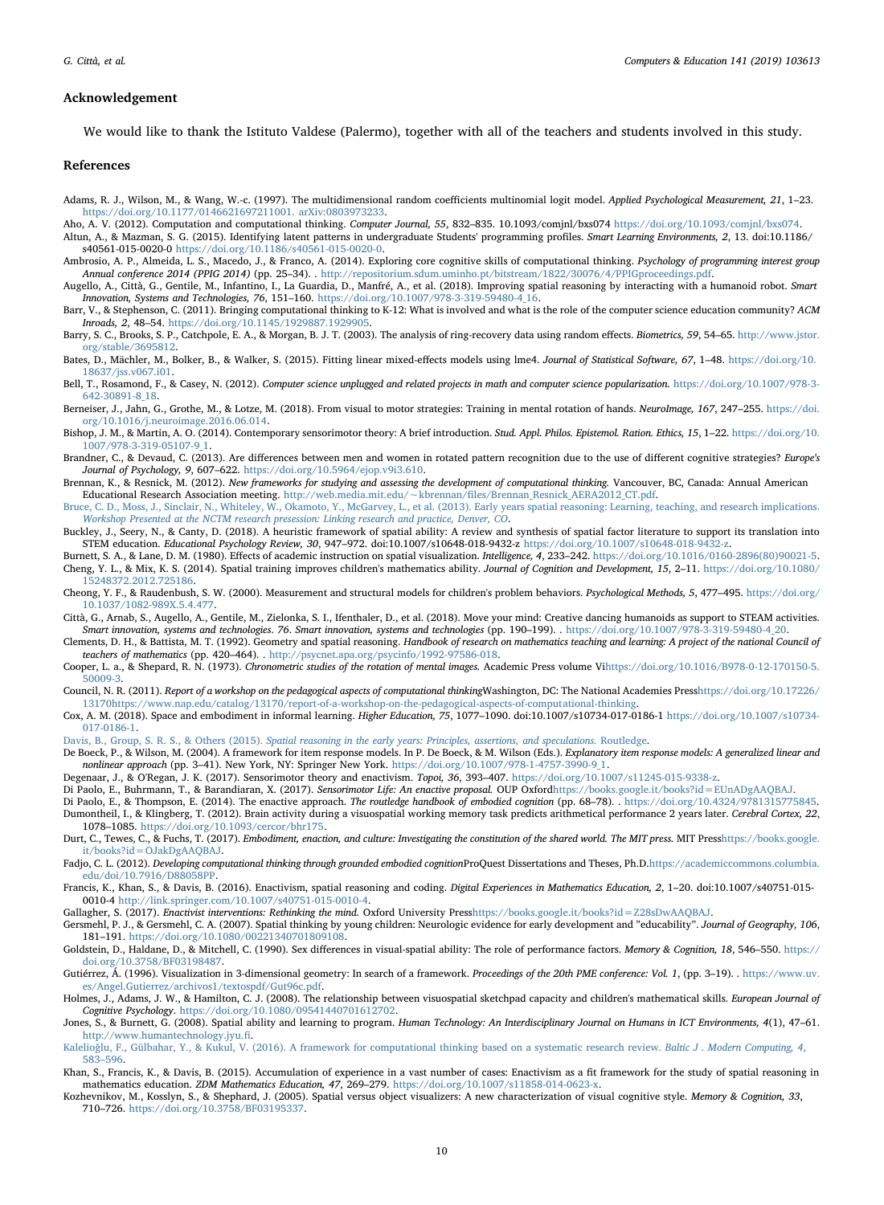## Acknowledgement

We would like to thank the Istituto Valdese (Palermo), together with all of the teachers and students involved in this study.

## References

Adams, R. J., Wilson, M., & Wang, W.-c. (1997). The multidimensional random coefficients multinomial logit model. *Applied Psychological Measurement, 21*, 1–23. https://doi.org/10.1177/0146621697211001. arXiv:0803973233.

Aho, A. V. (2012). Computation and computational thinking. *Computer Journal, 55*, 832–835. 10.1093/comjnl/bxs074 https://doi.org/10.1093/comjnl/bxs074.

Altun, A., & Mazman, S. G. (2015). Identifying latent patterns in undergraduate Students' programming profiles. *Smart Learning Environments, 2*, 13. doi:10.1186/s40561-015-0020-0 https://doi.org/10.1186/s40561-015-0020-0.

Ambrosio, A. P., Almeida, L. S., Macedo, J., & Franco, A. (2014). Exploring core cognitive skills of computational thinking. *Psychology of programming interest group Annual conference 2014 (PPIG 2014)* (pp. 25–34). . http://repositorium.sdum.uminho.pt/bitstream/1822/30076/4/PPIGproceedings.pdf.

Augello, A., Città, G., Gentile, M., Infantino, I., La Guardia, D., Manfré, A., et al. (2018). Improving spatial reasoning by interacting with a humanoid robot. *Smart Innovation, Systems and Technologies, 76*, 151–160. https://doi.org/10.1007/978-3-319-59480-4_16.

Barr, V., & Stephenson, C. (2011). Bringing computational thinking to K-12: What is involved and what is the role of the computer science education community? *ACM Inroads, 2*, 48–54. https://doi.org/10.1145/1929887.1929905.

Barry, S. C., Brooks, S. P., Catchpole, E. A., & Morgan, B. J. T. (2003). The analysis of ring-recovery data using random effects. *Biometrics, 59*, 54–65. http://www.jstor.org/stable/3695812.

Bates, D., Mächler, M., Bolker, B., & Walker, S. (2015). Fitting linear mixed-effects models using lme4. *Journal of Statistical Software, 67*, 1–48. https://doi.org/10.18637/jss.v067.i01.

Bell, T., Rosamond, F., & Casey, N. (2012). *Computer science unplugged and related projects in math and computer science popularization.* https://doi.org/10.1007/978-3-642-30891-8_18.

Berneiser, J., Jahn, G., Grothe, M., & Lotze, M. (2018). From visual to motor strategies: Training in mental rotation of hands. *NeuroImage, 167*, 247–255. https://doi.org/10.1016/j.neuroimage.2016.06.014.

Bishop, J. M., & Martin, A. O. (2014). Contemporary sensorimotor theory: A brief introduction. *Stud. Appl. Philos. Epistemol. Ration. Ethics, 15*, 1–22. https://doi.org/10.1007/978-3-319-05107-9_1.

Brandner, C., & Devaud, C. (2013). Are differences between men and women in rotated pattern recognition due to the use of different cognitive strategies? *Europe's Journal of Psychology, 9*, 607–622. https://doi.org/10.5964/ejop.v9i3.610.

Brennan, K., & Resnick, M. (2012). *New frameworks for studying and assessing the development of computational thinking.* Vancouver, BC, Canada: Annual American Educational Research Association meeting. http://web.media.mit.edu/~kbrennan/files/Brennan_Resnick_AERA2012_CT.pdf.

Bruce, C. D., Moss, J., Sinclair, N., Whiteley, W., Okamoto, Y., McGarvey, L., et al. (2013). Early years spatial reasoning: Learning, teaching, and research implications. *Workshop Presented at the NCTM research presession: Linking research and practice, Denver, CO*.

Buckley, J., Seery, N., & Canty, D. (2018). A heuristic framework of spatial ability: A review and synthesis of spatial factor literature to support its translation into STEM education. *Educational Psychology Review, 30*, 947–972. doi:10.1007/s10648-018-9432-z https://doi.org/10.1007/s10648-018-9432-z.

Burnett, S. A., & Lane, D. M. (1980). Effects of academic instruction on spatial visualization. *Intelligence, 4*, 233–242. https://doi.org/10.1016/0160-2896(80)90021-5.

Cheng, Y. L., & Mix, K. S. (2014). Spatial training improves children's mathematics ability. *Journal of Cognition and Development, 15*, 2–11. https://doi.org/10.1080/15248372.2012.725186.

Cheong, Y. F., & Raudenbush, S. W. (2000). Measurement and structural models for children's problem behaviors. *Psychological Methods, 5*, 477–495. https://doi.org/10.1037/1082-989X.5.4.477.

Città, G., Arnab, S., Augello, A., Gentile, M., Zielonka, S. I., Ifenthaler, D., et al. (2018). Move your mind: Creative dancing humanoids as support to STEAM activities. *Smart innovation, systems and technologies. 76. Smart innovation, systems and technologies* (pp. 190–199). . https://doi.org/10.1007/978-3-319-59480-4_20.

Clements, D. H., & Battista, M. T. (1992). Geometry and spatial reasoning. *Handbook of research on mathematics teaching and learning: A project of the national Council of teachers of mathematics* (pp. 420–464). . http://psycnet.apa.org/psycinfo/1992-97586-018.

Cooper, L. a., & Shepard, R. N. (1973). *Chronometric studies of the rotation of mental images.* Academic Press volume Vihttps://doi.org/10.1016/B978-0-12-170150-5.50009-3.

Council, N. R. (2011). *Report of a workshop on the pedagogical aspects of computational thinking*Washington, DC: The National Academies Presshttps://doi.org/10.17226/13170https://www.nap.edu/catalog/13170/report-of-a-workshop-on-the-pedagogical-aspects-of-computational-thinking.

Cox, A. M. (2018). Space and embodiment in informal learning. *Higher Education, 75*, 1077–1090. doi:10.1007/s10734-017-0186-1 https://doi.org/10.1007/s10734-017-0186-1.

Davis, B., Group, S. R. S., & Others (2015). *Spatial reasoning in the early years: Principles, assertions, and speculations.* Routledge.

De Boeck, P., & Wilson, M. (2004). A framework for item response models. In P. De Boeck, & M. Wilson (Eds.). *Explanatory item response models: A generalized linear and nonlinear approach* (pp. 3–41). New York, NY: Springer New York. https://doi.org/10.1007/978-1-4757-3990-9_1.

Degenaar, J., & O'Regan, J. K. (2017). Sensorimotor theory and enactivism. *Topoi, 36*, 393–407. https://doi.org/10.1007/s11245-015-9338-z.

Di Paolo, E., Buhrmann, T., & Barandiaran, X. (2017). *Sensorimotor Life: An enactive proposal.* OUP Oxfordhttps://books.google.it/books?id=EUnADgAAQBAJ.

Di Paolo, E., & Thompson, E. (2014). The enactive approach. *The routledge handbook of embodied cognition* (pp. 68–78). . https://doi.org/10.4324/9781315775845.

Dumontheil, I., & Klingberg, T. (2012). Brain activity during a visuospatial working memory task predicts arithmetical performance 2 years later. *Cerebral Cortex, 22*, 1078–1085. https://doi.org/10.1093/cercor/bhr175.

Durt, C., Tewes, C., & Fuchs, T. (2017). *Embodiment, enaction, and culture: Investigating the constitution of the shared world. The MIT press.* MIT Presshttps://books.google.it/books?id=OJakDgAAQBAJ.

Fadjo, C. L. (2012). *Developing computational thinking through grounded embodied cognition*ProQuest Dissertations and Theses, Ph.D.https://academiccommons.columbia.edu/doi/10.7916/D88058PP.

Francis, K., Khan, S., & Davis, B. (2016). Enactivism, spatial reasoning and coding. *Digital Experiences in Mathematics Education, 2*, 1–20. doi:10.1007/s40751-015-0010-4 http://link.springer.com/10.1007/s40751-015-0010-4.

Gallagher, S. (2017). *Enactivist interventions: Rethinking the mind.* Oxford University Presshttps://books.google.it/books?id=Z28sDwAAQBAJ.

Gersmehl, P. J., & Gersmehl, C. A. (2007). Spatial thinking by young children: Neurologic evidence for early development and "educability". *Journal of Geography, 106*, 181–191. https://doi.org/10.1080/00221340701809108.

Goldstein, D., Haldane, D., & Mitchell, C. (1990). Sex differences in visual-spatial ability: The role of performance factors. *Memory & Cognition, 18*, 546–550. https://doi.org/10.3758/BF03198487.

Gutiérrez, Á. (1996). Visualization in 3-dimensional geometry: In search of a framework. *Proceedings of the 20th PME conference: Vol. 1*, (pp. 3–19). . https://www.uv.es/Angel.Gutierrez/archivos1/textospdf/Gut96c.pdf.

Holmes, J., Adams, J. W., & Hamilton, C. J. (2008). The relationship between visuospatial sketchpad capacity and children's mathematical skills. *European Journal of Cognitive Psychology*. https://doi.org/10.1080/09541440701612702.

Jones, S., & Burnett, G. (2008). Spatial ability and learning to program. *Human Technology: An Interdisciplinary Journal on Humans in ICT Environments, 4*(1), 47–61. http://www.humantechnology.jyu.fi.

Kalelioğlu, F., Gülbahar, Y., & Kukul, V. (2016). A framework for computational thinking based on a systematic research review. *Baltic J . Modern Computing, 4*, 583–596.

Khan, S., Francis, K., & Davis, B. (2015). Accumulation of experience in a vast number of cases: Enactivism as a fit framework for the study of spatial reasoning in mathematics education. *ZDM Mathematics Education, 47*, 269–279. https://doi.org/10.1007/s11858-014-0623-x.

Kozhevnikov, M., Kosslyn, S., & Shephard, J. (2005). Spatial versus object visualizers: A new characterization of visual cognitive style. *Memory & Cognition, 33*, 710–726. https://doi.org/10.3758/BF03195337.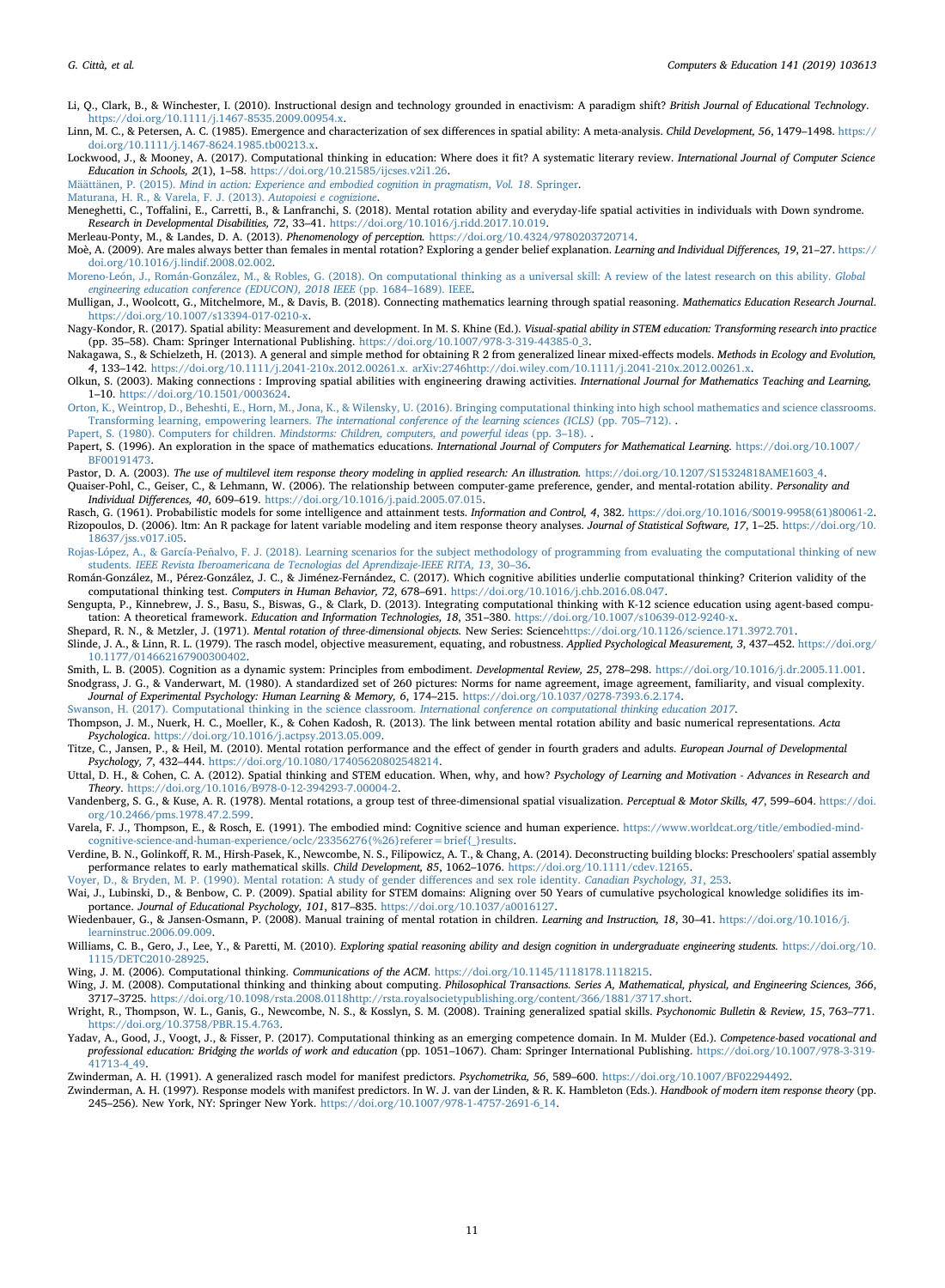Li, Q., Clark, B., & Winchester, I. (2010). Instructional design and technology grounded in enactivism: A paradigm shift? *British Journal of Educational Technology*. https://doi.org/10.1111/j.1467-8535.2009.00954.x.

Linn, M. C., & Petersen, A. C. (1985). Emergence and characterization of sex differences in spatial ability: A meta-analysis. *Child Development, 56*, 1479–1498. https://doi.org/10.1111/j.1467-8624.1985.tb00213.x.

Lockwood, J., & Mooney, A. (2017). Computational thinking in education: Where does it fit? A systematic literary review. *International Journal of Computer Science Education in Schools, 2*(1), 1–58. https://doi.org/10.21585/ijcses.v2i1.26.

Määttänen, P. (2015). *Mind in action: Experience and embodied cognition in pragmatism, Vol. 18*. Springer.

Maturana, H. R., & Varela, F. J. (2013). *Autopoiesi e cognizione*.

Meneghetti, C., Toffalini, E., Carretti, B., & Lanfranchi, S. (2018). Mental rotation ability and everyday-life spatial activities in individuals with Down syndrome. *Research in Developmental Disabilities, 72*, 33–41. https://doi.org/10.1016/j.ridd.2017.10.019.

Merleau-Ponty, M., & Landes, D. A. (2013). *Phenomenology of perception*. https://doi.org/10.4324/9780203720714.

Moè, A. (2009). Are males always better than females in mental rotation? Exploring a gender belief explanation. *Learning and Individual Differences, 19*, 21–27. https://doi.org/10.1016/j.lindif.2008.02.002.

Moreno-León, J., Román-González, M., & Robles, G. (2018). On computational thinking as a universal skill: A review of the latest research on this ability. *Global engineering education conference (EDUCON), 2018 IEEE* (pp. 1684–1689). IEEE.

Mulligan, J., Woolcott, G., Mitchelmore, M., & Davis, B. (2018). Connecting mathematics learning through spatial reasoning. *Mathematics Education Research Journal*. https://doi.org/10.1007/s13394-017-0210-x.

Nagy-Kondor, R. (2017). Spatial ability: Measurement and development. In M. S. Khine (Ed.). *Visual-spatial ability in STEM education: Transforming research into practice* (pp. 35–58). Cham: Springer International Publishing. https://doi.org/10.1007/978-3-319-44385-0_3.

Nakagawa, S., & Schielzeth, H. (2013). A general and simple method for obtaining R 2 from generalized linear mixed-effects models. *Methods in Ecology and Evolution, 4*, 133–142. https://doi.org/10.1111/j.2041-210x.2012.00261.x. arXiv:2746http://doi.wiley.com/10.1111/j.2041-210x.2012.00261.x.

Olkun, S. (2003). Making connections : Improving spatial abilities with engineering drawing activities. *International Journal for Mathematics Teaching and Learning*, 1–10. https://doi.org/10.1501/0003624.

Orton, K., Weintrop, D., Beheshti, E., Horn, M., Jona, K., & Wilensky, U. (2016). Bringing computational thinking into high school mathematics and science classrooms. Transforming learning, empowering learners. *The international conference of the learning sciences (ICLS)* (pp. 705–712). .

Papert, S. (1980). Computers for children. *Mindstorms: Children, computers, and powerful ideas* (pp. 3–18). .

Papert, S. (1996). An exploration in the space of mathematics educations. *International Journal of Computers for Mathematical Learning*. https://doi.org/10.1007/BF00191473.

Pastor, D. A. (2003). *The use of multilevel item response theory modeling in applied research: An illustration*. https://doi.org/10.1207/S15324818AME1603_4.

Quaiser-Pohl, C., Geiser, C., & Lehmann, W. (2006). The relationship between computer-game preference, gender, and mental-rotation ability. *Personality and Individual Differences, 40*, 609–619. https://doi.org/10.1016/j.paid.2005.07.015.

Rasch, G. (1961). Probabilistic models for some intelligence and attainment tests. *Information and Control, 4*, 382. https://doi.org/10.1016/S0019-9958(61)80061-2.

Rizopoulos, D. (2006). ltm: An R package for latent variable modeling and item response theory analyses. *Journal of Statistical Software, 17*, 1–25. https://doi.org/10.18637/jss.v017.i05.

Rojas-López, A., & García-Peñalvo, F. J. (2018). Learning scenarios for the subject methodology of programming from evaluating the computational thinking of new students. *IEEE Revista Iberoamericana de Tecnologias del Aprendizaje-IEEE RITA, 13*, 30–36.

Román-González, M., Pérez-González, J. C., & Jiménez-Fernández, C. (2017). Which cognitive abilities underlie computational thinking? Criterion validity of the computational thinking test. *Computers in Human Behavior, 72*, 678–691. https://doi.org/10.1016/j.chb.2016.08.047.

Sengupta, P., Kinnebrew, J. S., Basu, S., Biswas, G., & Clark, D. (2013). Integrating computational thinking with K-12 science education using agent-based computation: A theoretical framework. *Education and Information Technologies, 18*, 351–380. https://doi.org/10.1007/s10639-012-9240-x.

Shepard, R. N., & Metzler, J. (1971). *Mental rotation of three-dimensional objects*. New Series: Sciencehttps://doi.org/10.1126/science.171.3972.701.

Slinde, J. A., & Linn, R. L. (1979). The rasch model, objective measurement, equating, and robustness. *Applied Psychological Measurement, 3*, 437–452. https://doi.org/10.1177/014662167900300402.

Smith, L. B. (2005). Cognition as a dynamic system: Principles from embodiment. *Developmental Review, 25*, 278–298. https://doi.org/10.1016/j.dr.2005.11.001.

Snodgrass, J. G., & Vanderwart, M. (1980). A standardized set of 260 pictures: Norms for name agreement, image agreement, familiarity, and visual complexity. *Journal of Experimental Psychology: Human Learning & Memory, 6*, 174–215. https://doi.org/10.1037/0278-7393.6.2.174.

Swanson, H. (2017). Computational thinking in the science classroom. *International conference on computational thinking education 2017*.

Thompson, J. M., Nuerk, H. C., Moeller, K., & Cohen Kadosh, R. (2013). The link between mental rotation ability and basic numerical representations. *Acta Psychologica*. https://doi.org/10.1016/j.actpsy.2013.05.009.

Titze, C., Jansen, P., & Heil, M. (2010). Mental rotation performance and the effect of gender in fourth graders and adults. *European Journal of Developmental Psychology, 7*, 432–444. https://doi.org/10.1080/17405620802548214.

Uttal, D. H., & Cohen, C. A. (2012). Spatial thinking and STEM education. When, why, and how? *Psychology of Learning and Motivation - Advances in Research and Theory*. https://doi.org/10.1016/B978-0-12-394293-7.00004-2.

Vandenberg, S. G., & Kuse, A. R. (1978). Mental rotations, a group test of three-dimensional spatial visualization. *Perceptual & Motor Skills, 47*, 599–604. https://doi.org/10.2466/pms.1978.47.2.599.

Varela, F. J., Thompson, E., & Rosch, E. (1991). The embodied mind: Cognitive science and human experience. https://www.worldcat.org/title/embodied-mind-cognitive-science-and-human-experience/oclc/23356276{%26}referer=brief{_}results.

Verdine, B. N., Golinkoff, R. M., Hirsh-Pasek, K., Newcombe, N. S., Filipowicz, A. T., & Chang, A. (2014). Deconstructing building blocks: Preschoolers' spatial assembly performance relates to early mathematical skills. *Child Development, 85*, 1062–1076. https://doi.org/10.1111/cdev.12165.

Voyer, D., & Bryden, M. P. (1990). Mental rotation: A study of gender differences and sex role identity. *Canadian Psychology, 31*, 253.

Wai, J., Lubinski, D., & Benbow, C. P. (2009). Spatial ability for STEM domains: Aligning over 50 Years of cumulative psychological knowledge solidifies its importance. *Journal of Educational Psychology, 101*, 817–835. https://doi.org/10.1037/a0016127.

Wiedenbauer, G., & Jansen-Osmann, P. (2008). Manual training of mental rotation in children. *Learning and Instruction, 18*, 30–41. https://doi.org/10.1016/j.learninstruc.2006.09.009.

Williams, C. B., Gero, J., Lee, Y., & Paretti, M. (2010). *Exploring spatial reasoning ability and design cognition in undergraduate engineering students*. https://doi.org/10.1115/DETC2010-28925.

Wing, J. M. (2006). Computational thinking. *Communications of the ACM*. https://doi.org/10.1145/1118178.1118215.

Wing, J. M. (2008). Computational thinking and thinking about computing. *Philosophical Transactions. Series A, Mathematical, physical, and Engineering Sciences, 366*, 3717–3725. https://doi.org/10.1098/rsta.2008.0118http://rsta.royalsocietypublishing.org/content/366/1881/3717.short.

Wright, R., Thompson, W. L., Ganis, G., Newcombe, N. S., & Kosslyn, S. M. (2008). Training generalized spatial skills. *Psychonomic Bulletin & Review, 15*, 763–771. https://doi.org/10.3758/PBR.15.4.763.

Yadav, A., Good, J., Voogt, J., & Fisser, P. (2017). Computational thinking as an emerging competence domain. In M. Mulder (Ed.). *Competence-based vocational and professional education: Bridging the worlds of work and education* (pp. 1051–1067). Cham: Springer International Publishing. https://doi.org/10.1007/978-3-319-41713-4_49.

Zwinderman, A. H. (1991). A generalized rasch model for manifest predictors. *Psychometrika, 56*, 589–600. https://doi.org/10.1007/BF02294492.

Zwinderman, A. H. (1997). Response models with manifest predictors. In W. J. van der Linden, & R. K. Hambleton (Eds.). *Handbook of modern item response theory* (pp. 245–256). New York, NY: Springer New York. https://doi.org/10.1007/978-1-4757-2691-6_14.